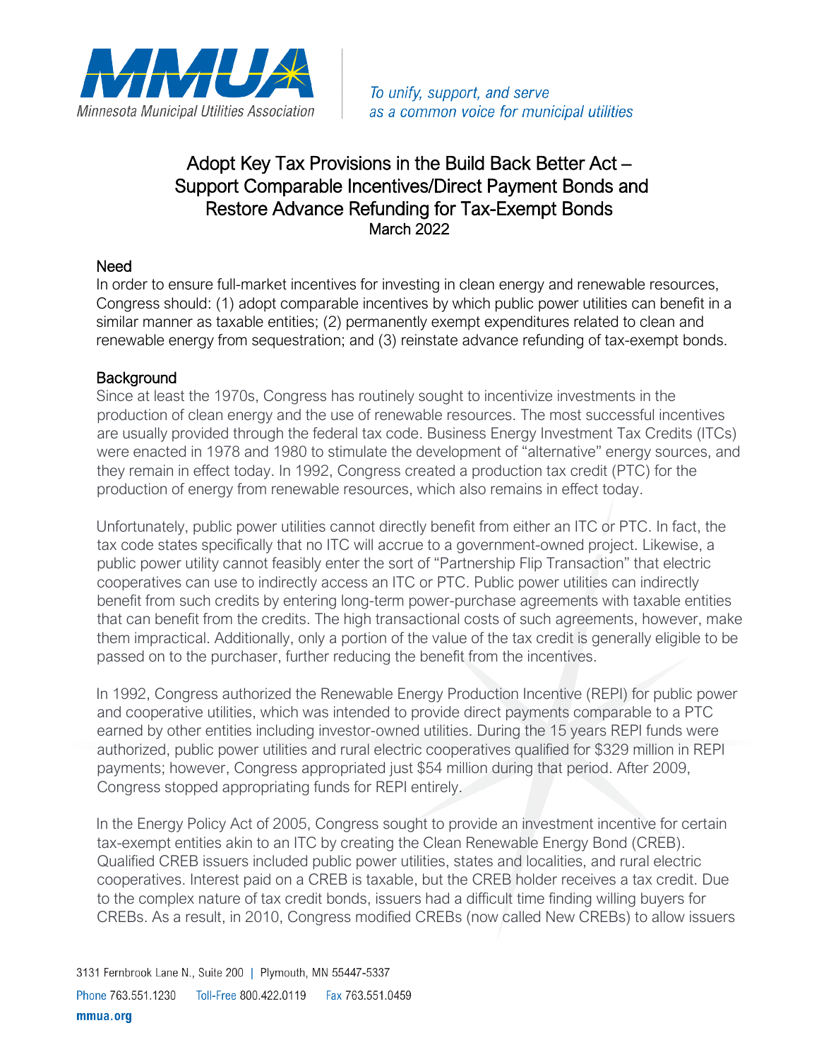Minnesota Municipal Utilities Association

*To unify, support, and serve as a common voice for municipal utilities*

# Adopt Key Tax Provisions in the Build Back Better Act – Support Comparable Incentives/Direct Payment Bonds and Restore Advance Refunding for Tax-Exempt Bonds

March 2022

## Need

In order to ensure full-market incentives for investing in clean energy and renewable resources, Congress should: (1) adopt comparable incentives by which public power utilities can benefit in a similar manner as taxable entities; (2) permanently exempt expenditures related to clean and renewable energy from sequestration; and (3) reinstate advance refunding of tax-exempt bonds.

## Background

Since at least the 1970s, Congress has routinely sought to incentivize investments in the production of clean energy and the use of renewable resources. The most successful incentives are usually provided through the federal tax code. Business Energy Investment Tax Credits (ITCs) were enacted in 1978 and 1980 to stimulate the development of "alternative" energy sources, and they remain in effect today. In 1992, Congress created a production tax credit (PTC) for the production of energy from renewable resources, which also remains in effect today.

Unfortunately, public power utilities cannot directly benefit from either an ITC or PTC. In fact, the tax code states specifically that no ITC will accrue to a government-owned project. Likewise, a public power utility cannot feasibly enter the sort of "Partnership Flip Transaction" that electric cooperatives can use to indirectly access an ITC or PTC. Public power utilities can indirectly benefit from such credits by entering long-term power-purchase agreements with taxable entities that can benefit from the credits. The high transactional costs of such agreements, however, make them impractical. Additionally, only a portion of the value of the tax credit is generally eligible to be passed on to the purchaser, further reducing the benefit from the incentives.

In 1992, Congress authorized the Renewable Energy Production Incentive (REPI) for public power and cooperative utilities, which was intended to provide direct payments comparable to a PTC earned by other entities including investor-owned utilities. During the 15 years REPI funds were authorized, public power utilities and rural electric cooperatives qualified for $329 million in REPI payments; however, Congress appropriated just $54 million during that period. After 2009, Congress stopped appropriating funds for REPI entirely.

In the Energy Policy Act of 2005, Congress sought to provide an investment incentive for certain tax-exempt entities akin to an ITC by creating the Clean Renewable Energy Bond (CREB). Qualified CREB issuers included public power utilities, states and localities, and rural electric cooperatives. Interest paid on a CREB is taxable, but the CREB holder receives a tax credit. Due to the complex nature of tax credit bonds, issuers had a difficult time finding willing buyers for CREBs. As a result, in 2010, Congress modified CREBs (now called New CREBs) to allow issuers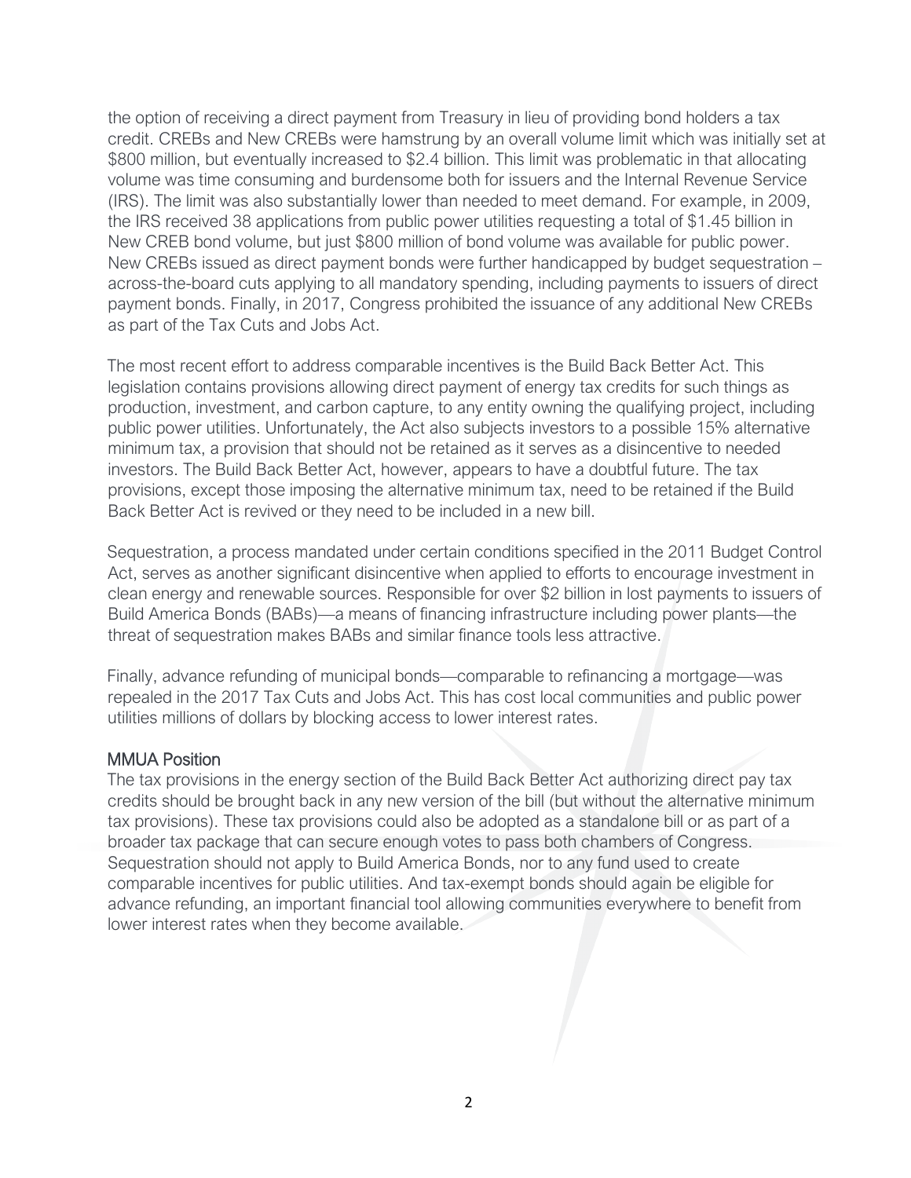the option of receiving a direct payment from Treasury in lieu of providing bond holders a tax credit. CREBs and New CREBs were hamstrung by an overall volume limit which was initially set at \$800 million, but eventually increased to \$2.4 billion. This limit was problematic in that allocating volume was time consuming and burdensome both for issuers and the Internal Revenue Service (IRS). The limit was also substantially lower than needed to meet demand. For example, in 2009, the IRS received 38 applications from public power utilities requesting a total of \$1.45 billion in New CREB bond volume, but just \$800 million of bond volume was available for public power. New CREBs issued as direct payment bonds were further handicapped by budget sequestration – across-the-board cuts applying to all mandatory spending, including payments to issuers of direct payment bonds. Finally, in 2017, Congress prohibited the issuance of any additional New CREBs as part of the Tax Cuts and Jobs Act.

The most recent effort to address comparable incentives is the Build Back Better Act. This legislation contains provisions allowing direct payment of energy tax credits for such things as production, investment, and carbon capture, to any entity owning the qualifying project, including public power utilities. Unfortunately, the Act also subjects investors to a possible 15% alternative minimum tax, a provision that should not be retained as it serves as a disincentive to needed investors. The Build Back Better Act, however, appears to have a doubtful future. The tax provisions, except those imposing the alternative minimum tax, need to be retained if the Build Back Better Act is revived or they need to be included in a new bill.

Sequestration, a process mandated under certain conditions specified in the 2011 Budget Control Act, serves as another significant disincentive when applied to efforts to encourage investment in clean energy and renewable sources. Responsible for over \$2 billion in lost payments to issuers of Build America Bonds (BABs)—a means of financing infrastructure including power plants—the threat of sequestration makes BABs and similar finance tools less attractive.

Finally, advance refunding of municipal bonds—comparable to refinancing a mortgage—was repealed in the 2017 Tax Cuts and Jobs Act. This has cost local communities and public power utilities millions of dollars by blocking access to lower interest rates.

## MMUA Position

The tax provisions in the energy section of the Build Back Better Act authorizing direct pay tax credits should be brought back in any new version of the bill (but without the alternative minimum tax provisions). These tax provisions could also be adopted as a standalone bill or as part of a broader tax package that can secure enough votes to pass both chambers of Congress. Sequestration should not apply to Build America Bonds, nor to any fund used to create comparable incentives for public utilities. And tax-exempt bonds should again be eligible for advance refunding, an important financial tool allowing communities everywhere to benefit from lower interest rates when they become available.